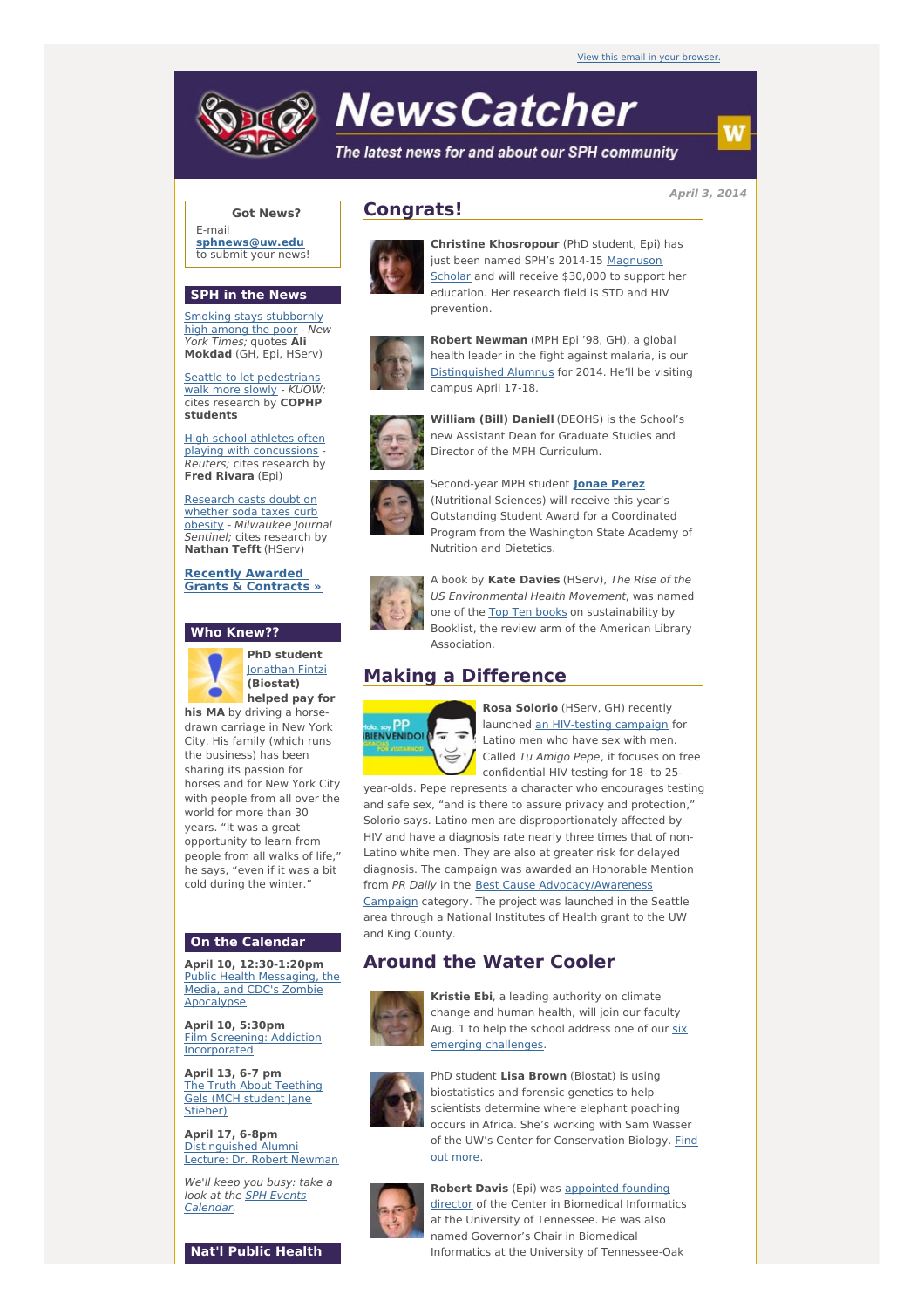View this email in your browser.

# NewsCatcher

*The latest news for and about our SPH community*

*April 3, 2014*

## Got News?

E-mail **sphnews@uw.edu** to submit your news!

## SPH in the News

Smoking stays stubbornly high among the poor - *New York Times;* quotes **Ali Mokdad** (GH, Epi, HServ)

Seattle to let pedestrians walk more slowly - *KUOW;* cites research by **COPHP students**

High school athletes often playing with concussions - *Reuters;* cites research by **Fred Rivara** (Epi)

Research casts doubt on whether soda taxes curb obesity - *Milwaukee Journal Sentinel;* cites research by **Nathan Tefft** (HServ)

**Recently Awarded Grants & Contracts »**

## Who Knew??

**PhD student Jonathan Fintzi (Biostat) helped pay for his MA** by driving a horse-drawn carriage in New York City. His family (which runs the business) has been sharing its passion for horses and for New York City with people from all over the world for more than 30 years. "It was a great opportunity to learn from people from all walks of life," he says, "even if it was a bit cold during the winter."

## On the Calendar

**April 10, 12:30-1:20pm**
Public Health Messaging, the Media, and CDC's Zombie Apocalypse

**April 10, 5:30pm**
Film Screening: Addiction Incorporated

**April 13, 6-7 pm**
The Truth About Teething Gels (MCH student Jane Stieber)

**April 17, 6-8pm**
Distinguished Alumni Lecture: Dr. Robert Newman

*We'll keep you busy: take a look at the SPH Events Calendar.*

## Nat'l Public Health

## Congrats!

**Christine Khosropour** (PhD student, Epi) has just been named SPH's 2014-15 Magnuson Scholar and will receive $30,000 to support her education. Her research field is STD and HIV prevention.

**Robert Newman** (MPH Epi '98, GH), a global health leader in the fight against malaria, is our Distinguished Alumnus for 2014. He'll be visiting campus April 17-18.

**William (Bill) Daniell** (DEOHS) is the School's new Assistant Dean for Graduate Studies and Director of the MPH Curriculum.

Second-year MPH student **Jonae Perez** (Nutritional Sciences) will receive this year's Outstanding Student Award for a Coordinated Program from the Washington State Academy of Nutrition and Dietetics.

A book by **Kate Davies** (HServ), *The Rise of the US Environmental Health Movement*, was named one of the Top Ten books on sustainability by Booklist, the review arm of the American Library Association.

## Making a Difference

**Rosa Solorio** (HServ, GH) recently launched an HIV-testing campaign for Latino men who have sex with men. Called *Tu Amigo Pepe*, it focuses on free confidential HIV testing for 18- to 25-year-olds. Pepe represents a character who encourages testing and safe sex, "and is there to assure privacy and protection," Solorio says. Latino men are disproportionately affected by HIV and have a diagnosis rate nearly three times that of non-Latino white men. They are also at greater risk for delayed diagnosis. The campaign was awarded an Honorable Mention from *PR Daily* in the Best Cause Advocacy/Awareness Campaign category. The project was launched in the Seattle area through a National Institutes of Health grant to the UW and King County.

## Around the Water Cooler

**Kristie Ebi**, a leading authority on climate change and human health, will join our faculty Aug. 1 to help the school address one of our six emerging challenges.

PhD student **Lisa Brown** (Biostat) is using biostatistics and forensic genetics to help scientists determine where elephant poaching occurs in Africa. She's working with Sam Wasser of the UW's Center for Conservation Biology. Find out more.

**Robert Davis** (Epi) was appointed founding director of the Center in Biomedical Informatics at the University of Tennessee. He was also named Governor's Chair in Biomedical Informatics at the University of Tennessee-Oak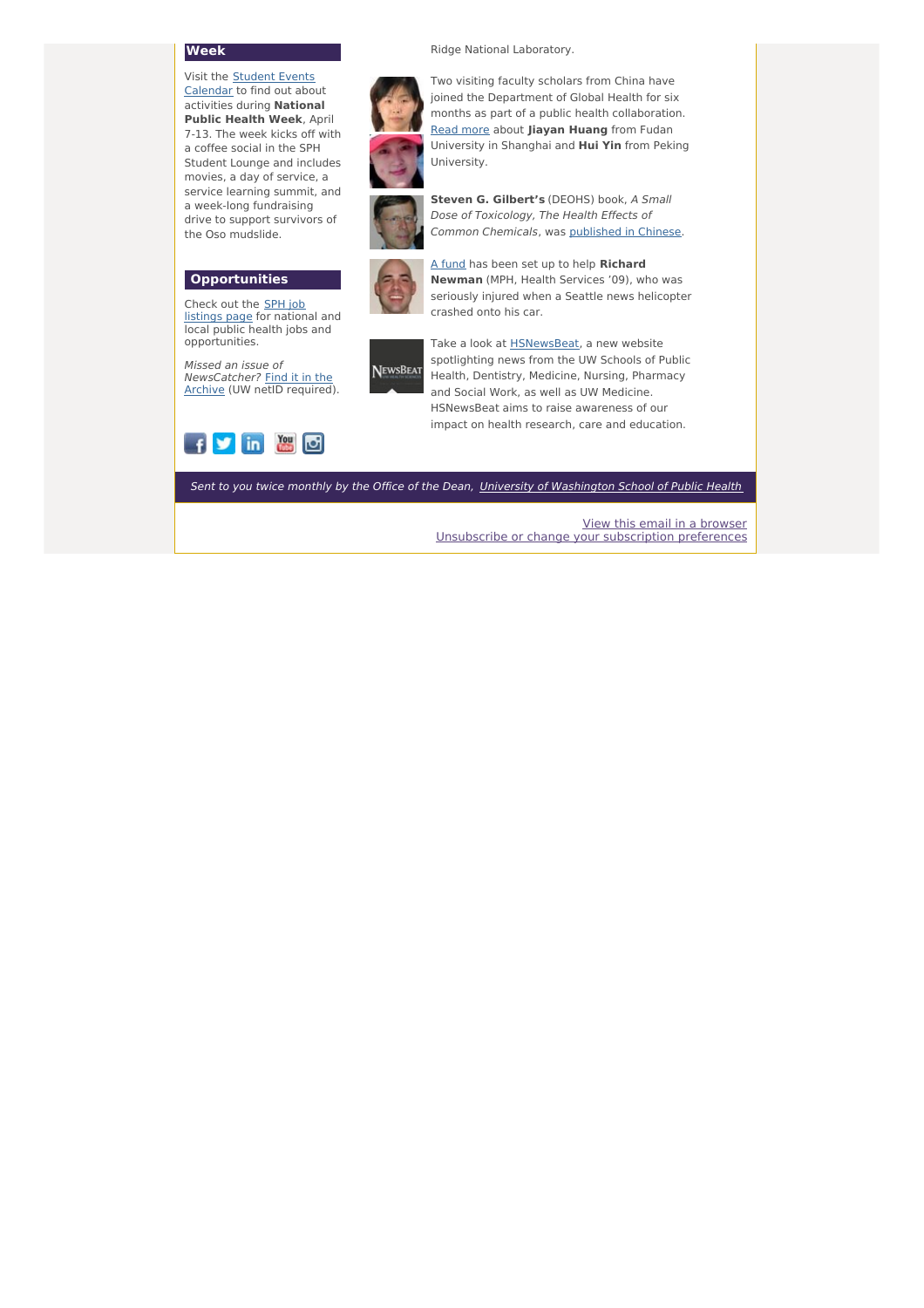## Week

Visit the Student Events Calendar to find out about activities during **National Public Health Week**, April 7-13. The week kicks off with a coffee social in the SPH Student Lounge and includes movies, a day of service, a service learning summit, and a week-long fundraising drive to support survivors of the Oso mudslide.

## Opportunities

Check out the SPH job listings page for national and local public health jobs and opportunities.

*Missed an issue of NewsCatcher?* Find it in the Archive (UW netID required).

Ridge National Laboratory.

Two visiting faculty scholars from China have joined the Department of Global Health for six months as part of a public health collaboration. Read more about **Jiayan Huang** from Fudan University in Shanghai and **Hui Yin** from Peking University.

**Steven G. Gilbert's** (DEOHS) book, *A Small Dose of Toxicology, The Health Effects of Common Chemicals*, was published in Chinese.

A fund has been set up to help **Richard Newman** (MPH, Health Services '09), who was seriously injured when a Seattle news helicopter crashed onto his car.

Take a look at HSNewsBeat, a new website spotlighting news from the UW Schools of Public Health, Dentistry, Medicine, Nursing, Pharmacy and Social Work, as well as UW Medicine. HSNewsBeat aims to raise awareness of our impact on health research, care and education.

*Sent to you twice monthly by the Office of the Dean, University of Washington School of Public Health*

View this email in a browser
Unsubscribe or change your subscription preferences